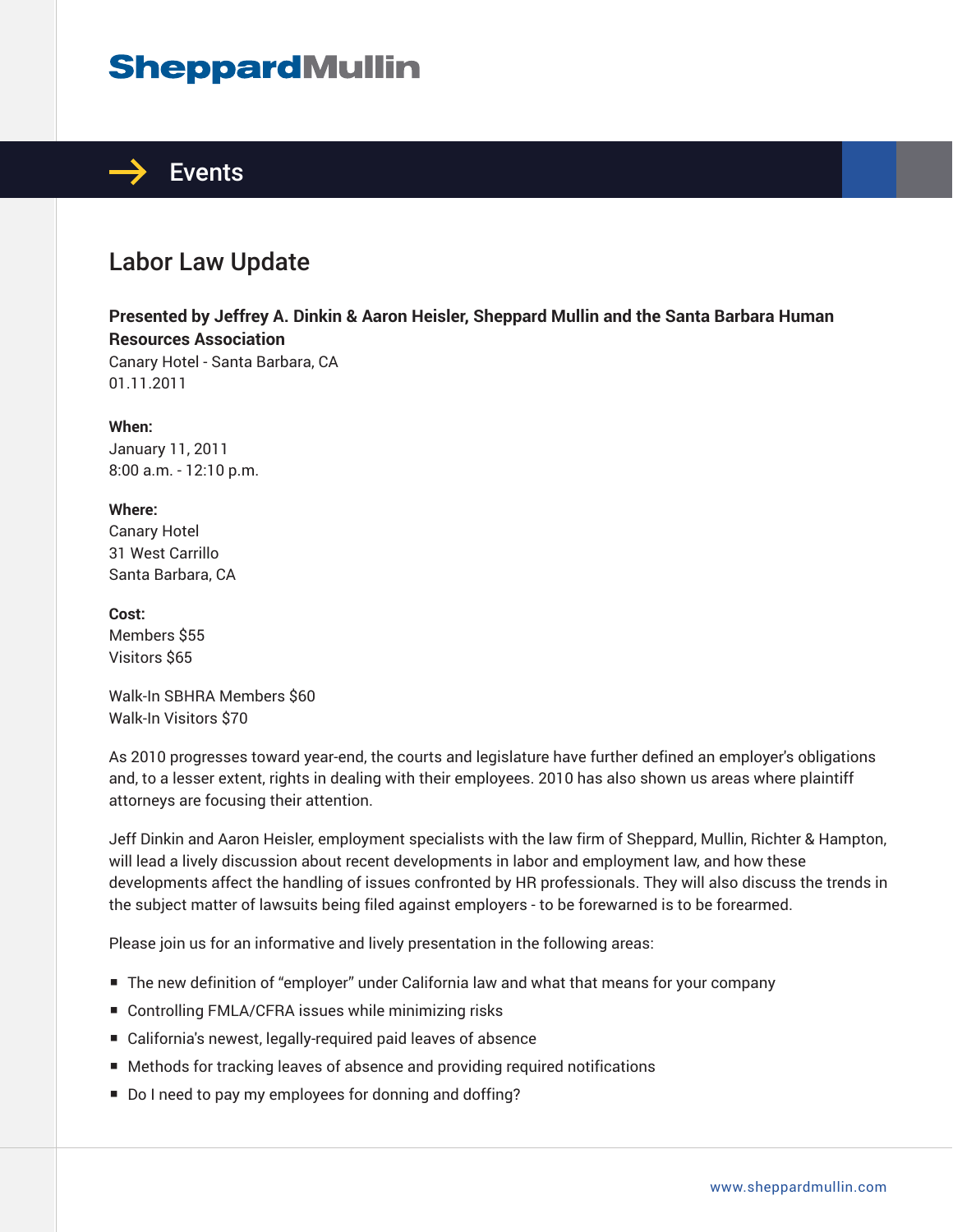# Events

## Labor Law Update

**Presented by Jeffrey A. Dinkin & Aaron Heisler, Sheppard Mullin and the Santa Barbara Human Resources Association**
Canary Hotel - Santa Barbara, CA
01.11.2011

**When:**
January 11, 2011
8:00 a.m. - 12:10 p.m.

**Where:**
Canary Hotel
31 West Carrillo
Santa Barbara, CA

**Cost:**
Members $55
Visitors $65

Walk-In SBHRA Members $60
Walk-In Visitors $70

As 2010 progresses toward year-end, the courts and legislature have further defined an employer's obligations and, to a lesser extent, rights in dealing with their employees. 2010 has also shown us areas where plaintiff attorneys are focusing their attention.

Jeff Dinkin and Aaron Heisler, employment specialists with the law firm of Sheppard, Mullin, Richter & Hampton, will lead a lively discussion about recent developments in labor and employment law, and how these developments affect the handling of issues confronted by HR professionals. They will also discuss the trends in the subject matter of lawsuits being filed against employers - to be forewarned is to be forearmed.

Please join us for an informative and lively presentation in the following areas:

- The new definition of "employer" under California law and what that means for your company
- Controlling FMLA/CFRA issues while minimizing risks
- California's newest, legally-required paid leaves of absence
- Methods for tracking leaves of absence and providing required notifications
- Do I need to pay my employees for donning and doffing?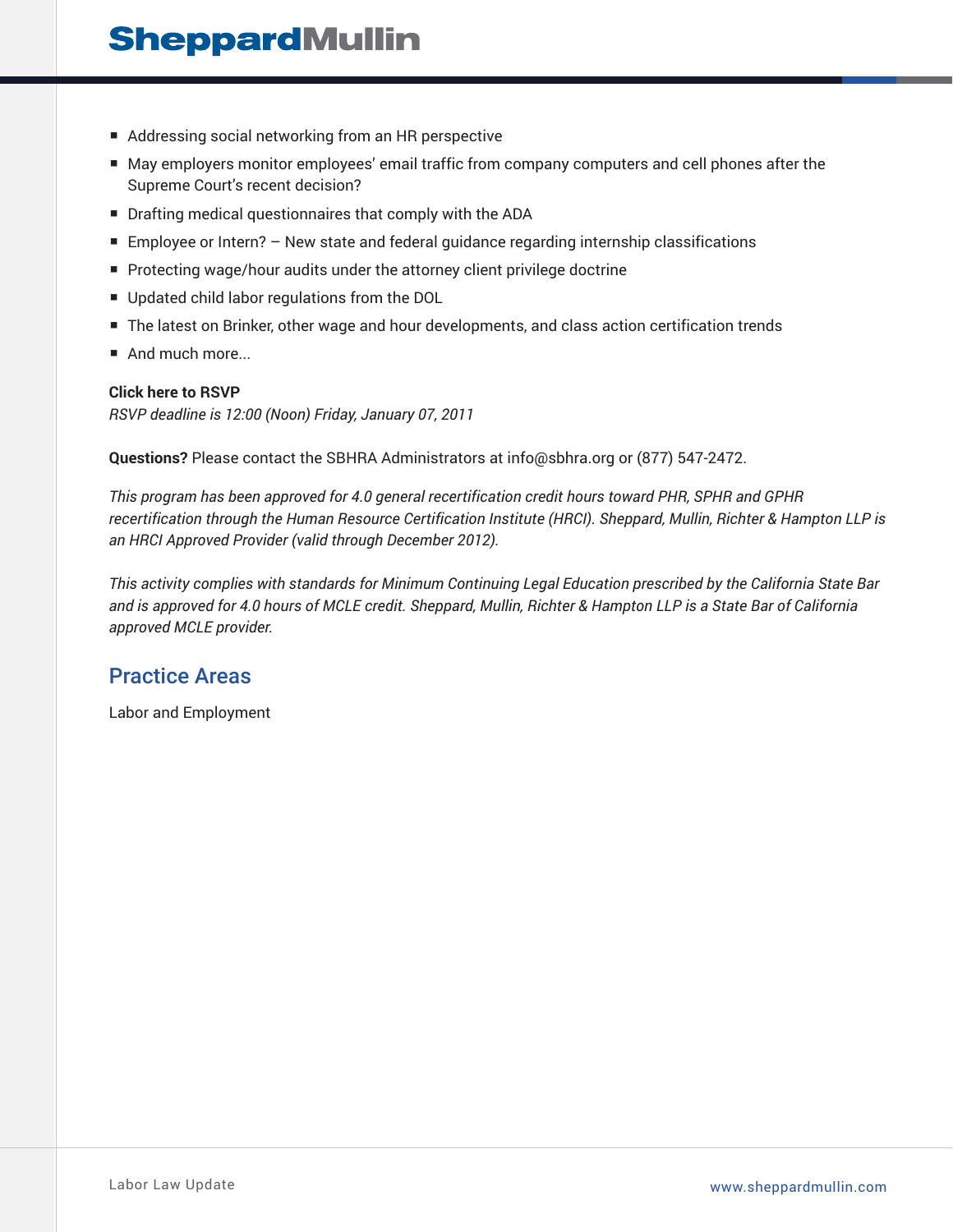- Addressing social networking from an HR perspective
- May employers monitor employees' email traffic from company computers and cell phones after the Supreme Court's recent decision?
- Drafting medical questionnaires that comply with the ADA
- Employee or Intern? – New state and federal guidance regarding internship classifications
- Protecting wage/hour audits under the attorney client privilege doctrine
- Updated child labor regulations from the DOL
- The latest on Brinker, other wage and hour developments, and class action certification trends
- And much more...

**Click here to RSVP**
*RSVP deadline is 12:00 (Noon) Friday, January 07, 2011*

**Questions?** Please contact the SBHRA Administrators at info@sbhra.org or (877) 547-2472.

*This program has been approved for 4.0 general recertification credit hours toward PHR, SPHR and GPHR recertification through the Human Resource Certification Institute (HRCI). Sheppard, Mullin, Richter & Hampton LLP is an HRCI Approved Provider (valid through December 2012).*

*This activity complies with standards for Minimum Continuing Legal Education prescribed by the California State Bar and is approved for 4.0 hours of MCLE credit. Sheppard, Mullin, Richter & Hampton LLP is a State Bar of California approved MCLE provider.*

## Practice Areas

Labor and Employment